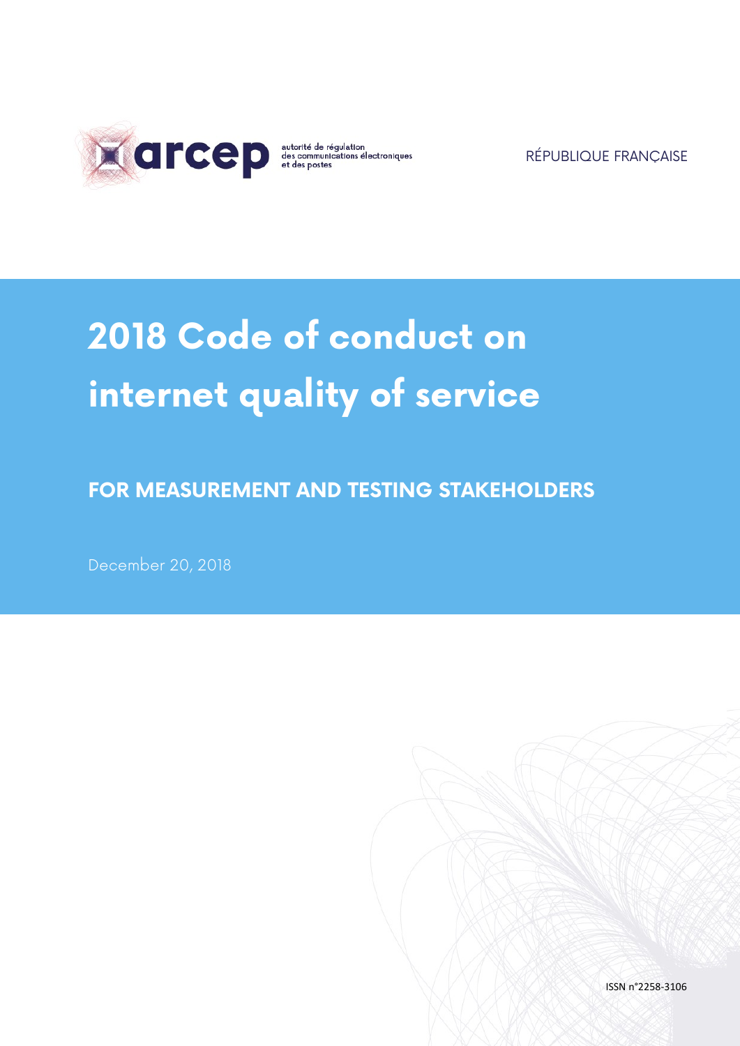arcep

autorité de régulation
des communications électroniques
et des postes

RÉPUBLIQUE FRANÇAISE

# 2018 Code of conduct on internet quality of service

## FOR MEASUREMENT AND TESTING STAKEHOLDERS

December 20, 2018

ISSN n°2258-3106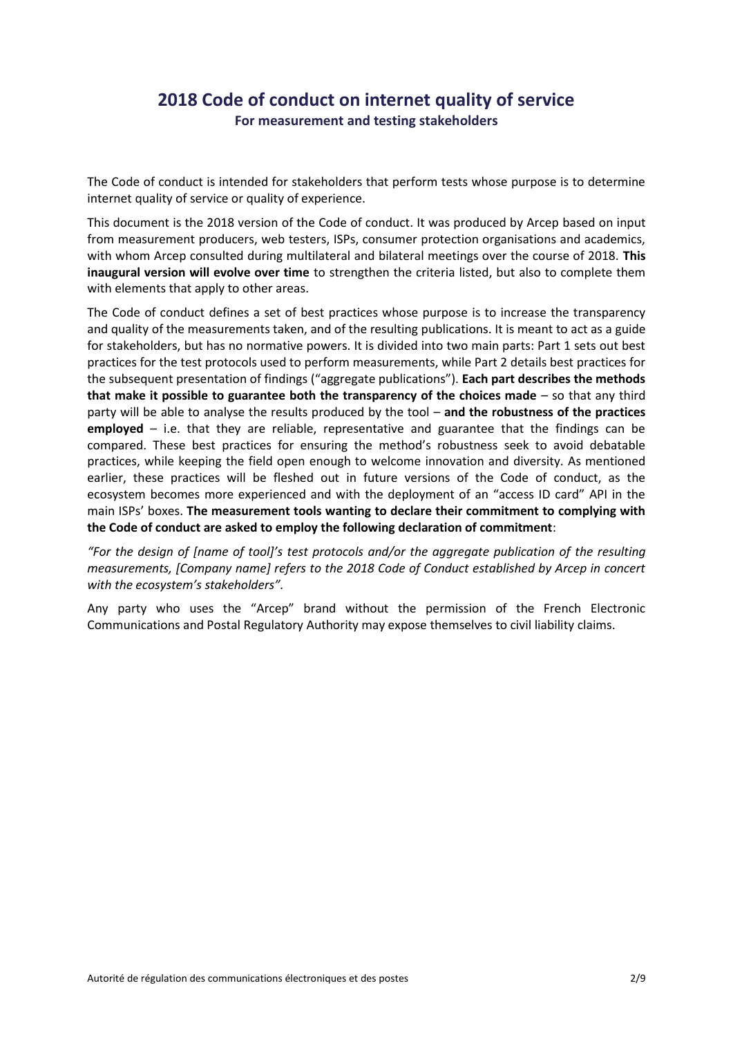# 2018 Code of conduct on internet quality of service

**For measurement and testing stakeholders**

The Code of conduct is intended for stakeholders that perform tests whose purpose is to determine internet quality of service or quality of experience.

This document is the 2018 version of the Code of conduct. It was produced by Arcep based on input from measurement producers, web testers, ISPs, consumer protection organisations and academics, with whom Arcep consulted during multilateral and bilateral meetings over the course of 2018. **This inaugural version will evolve over time** to strengthen the criteria listed, but also to complete them with elements that apply to other areas.

The Code of conduct defines a set of best practices whose purpose is to increase the transparency and quality of the measurements taken, and of the resulting publications. It is meant to act as a guide for stakeholders, but has no normative powers. It is divided into two main parts: Part 1 sets out best practices for the test protocols used to perform measurements, while Part 2 details best practices for the subsequent presentation of findings ("aggregate publications"). **Each part describes the methods that make it possible to guarantee both the transparency of the choices made** – so that any third party will be able to analyse the results produced by the tool – **and the robustness of the practices employed** – i.e. that they are reliable, representative and guarantee that the findings can be compared. These best practices for ensuring the method's robustness seek to avoid debatable practices, while keeping the field open enough to welcome innovation and diversity. As mentioned earlier, these practices will be fleshed out in future versions of the Code of conduct, as the ecosystem becomes more experienced and with the deployment of an "access ID card" API in the main ISPs' boxes. **The measurement tools wanting to declare their commitment to complying with the Code of conduct are asked to employ the following declaration of commitment**:

*"For the design of [name of tool]'s test protocols and/or the aggregate publication of the resulting measurements, [Company name] refers to the 2018 Code of Conduct established by Arcep in concert with the ecosystem's stakeholders".*

Any party who uses the "Arcep" brand without the permission of the French Electronic Communications and Postal Regulatory Authority may expose themselves to civil liability claims.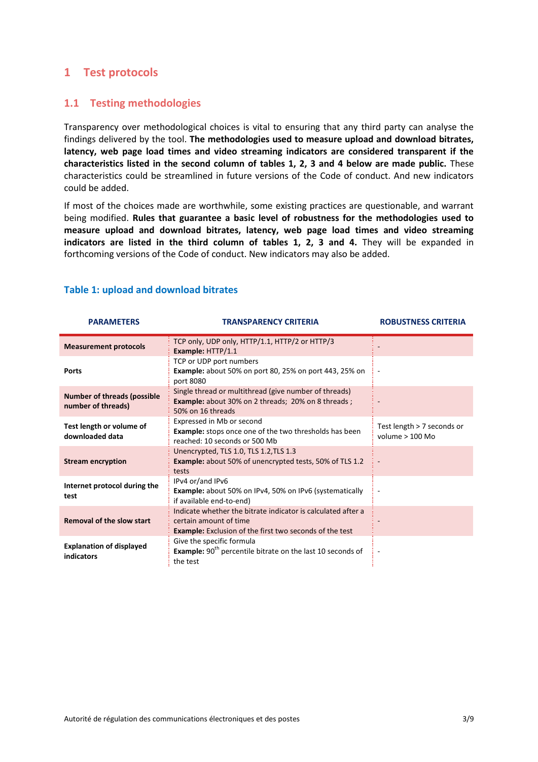# 1 Test protocols

## 1.1 Testing methodologies

Transparency over methodological choices is vital to ensuring that any third party can analyse the findings delivered by the tool. **The methodologies used to measure upload and download bitrates, latency, web page load times and video streaming indicators are considered transparent if the characteristics listed in the second column of tables 1, 2, 3 and 4 below are made public.** These characteristics could be streamlined in future versions of the Code of conduct. And new indicators could be added.

If most of the choices made are worthwhile, some existing practices are questionable, and warrant being modified. **Rules that guarantee a basic level of robustness for the methodologies used to measure upload and download bitrates, latency, web page load times and video streaming indicators are listed in the third column of tables 1, 2, 3 and 4.** They will be expanded in forthcoming versions of the Code of conduct. New indicators may also be added.

### Table 1: upload and download bitrates

| PARAMETERS | TRANSPARENCY CRITERIA | ROBUSTNESS CRITERIA |
|---|---|---|
| **Measurement protocols** | TCP only, UDP only, HTTP/1.1, HTTP/2 or HTTP/3<br>**Example:** HTTP/1.1 | - |
| **Ports** | TCP or UDP port numbers<br>**Example:** about 50% on port 80, 25% on port 443, 25% on port 8080 | - |
| **Number of threads (possible number of threads)** | Single thread or multithread (give number of threads)<br>**Example:** about 30% on 2 threads; 20% on 8 threads ; 50% on 16 threads | - |
| **Test length or volume of downloaded data** | Expressed in Mb or second<br>**Example:** stops once one of the two thresholds has been reached: 10 seconds or 500 Mb | Test length > 7 seconds or volume > 100 Mo |
| **Stream encryption** | Unencrypted, TLS 1.0, TLS 1.2,TLS 1.3<br>**Example:** about 50% of unencrypted tests, 50% of TLS 1.2 tests | - |
| **Internet protocol during the test** | IPv4 or/and IPv6<br>**Example:** about 50% on IPv4, 50% on IPv6 (systematically if available end-to-end) | - |
| **Removal of the slow start** | Indicate whether the bitrate indicator is calculated after a certain amount of time<br>**Example:** Exclusion of the first two seconds of the test | - |
| **Explanation of displayed indicators** | Give the specific formula<br>**Example:** 90th percentile bitrate on the last 10 seconds of the test | - |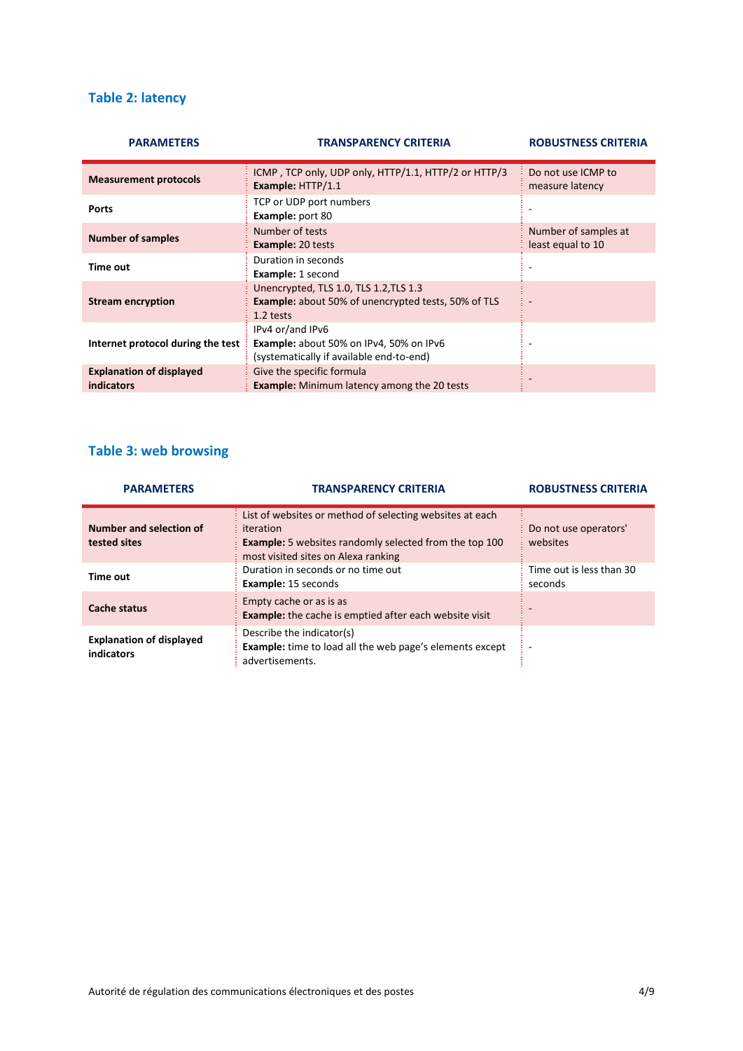### Table 2: latency

| PARAMETERS | TRANSPARENCY CRITERIA | ROBUSTNESS CRITERIA |
|---|---|---|
| **Measurement protocols** | ICMP , TCP only, UDP only, HTTP/1.1, HTTP/2 or HTTP/3<br>**Example:** HTTP/1.1 | Do not use ICMP to measure latency |
| **Ports** | TCP or UDP port numbers<br>**Example:** port 80 | - |
| **Number of samples** | Number of tests<br>**Example:** 20 tests | Number of samples at least equal to 10 |
| **Time out** | Duration in seconds<br>**Example:** 1 second | - |
| **Stream encryption** | Unencrypted, TLS 1.0, TLS 1.2,TLS 1.3<br>**Example:** about 50% of unencrypted tests, 50% of TLS 1.2 tests | - |
| **Internet protocol during the test** | IPv4 or/and IPv6<br>**Example:** about 50% on IPv4, 50% on IPv6 (systematically if available end-to-end) | - |
| **Explanation of displayed indicators** | Give the specific formula<br>**Example:** Minimum latency among the 20 tests | - |

### Table 3: web browsing

| PARAMETERS | TRANSPARENCY CRITERIA | ROBUSTNESS CRITERIA |
|---|---|---|
| **Number and selection of tested sites** | List of websites or method of selecting websites at each iteration<br>**Example:** 5 websites randomly selected from the top 100 most visited sites on Alexa ranking | Do not use operators' websites |
| **Time out** | Duration in seconds or no time out<br>**Example:** 15 seconds | Time out is less than 30 seconds |
| **Cache status** | Empty cache or as is as<br>**Example:** the cache is emptied after each website visit | - |
| **Explanation of displayed indicators** | Describe the indicator(s)<br>**Example:** time to load all the web page's elements except advertisements. | - |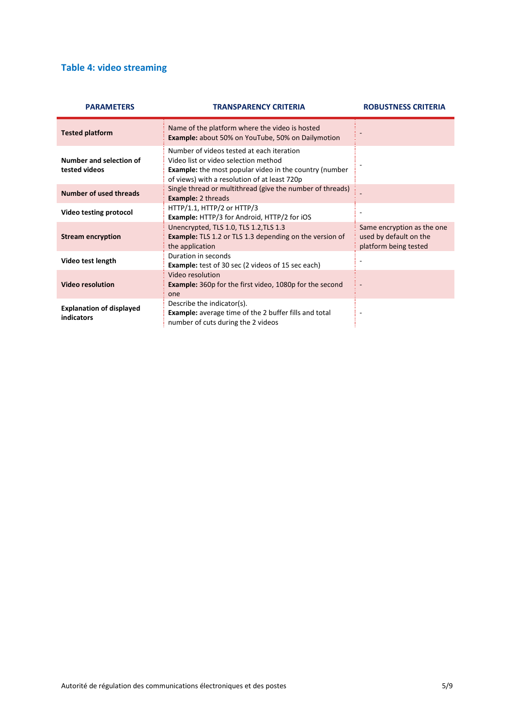### Table 4: video streaming

| PARAMETERS | TRANSPARENCY CRITERIA | ROBUSTNESS CRITERIA |
|---|---|---|
| **Tested platform** | Name of the platform where the video is hosted<br>**Example:** about 50% on YouTube, 50% on Dailymotion | - |
| **Number and selection of tested videos** | Number of videos tested at each iteration<br>Video list or video selection method<br>**Example:** the most popular video in the country (number of views) with a resolution of at least 720p | - |
| **Number of used threads** | Single thread or multithread (give the number of threads)<br>**Example:** 2 threads | - |
| **Video testing protocol** | HTTP/1.1, HTTP/2 or HTTP/3<br>**Example:** HTTP/3 for Android, HTTP/2 for iOS | - |
| **Stream encryption** | Unencrypted, TLS 1.0, TLS 1.2,TLS 1.3<br>**Example:** TLS 1.2 or TLS 1.3 depending on the version of the application | Same encryption as the one used by default on the platform being tested |
| **Video test length** | Duration in seconds<br>**Example:** test of 30 sec (2 videos of 15 sec each) | - |
| **Video resolution** | Video resolution<br>**Example:** 360p for the first video, 1080p for the second one | - |
| **Explanation of displayed indicators** | Describe the indicator(s).<br>**Example:** average time of the 2 buffer fills and total number of cuts during the 2 videos | - |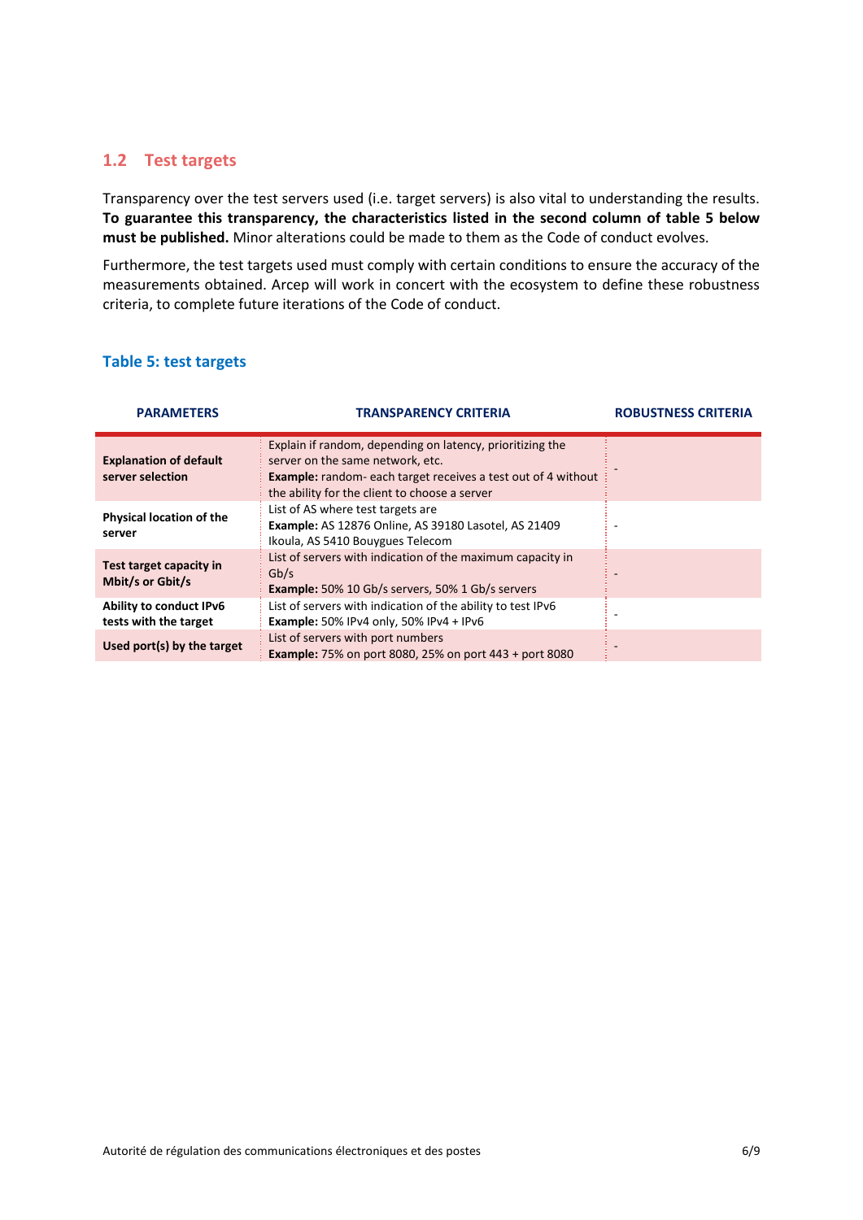## 1.2 Test targets

Transparency over the test servers used (i.e. target servers) is also vital to understanding the results. **To guarantee this transparency, the characteristics listed in the second column of table 5 below must be published.** Minor alterations could be made to them as the Code of conduct evolves.

Furthermore, the test targets used must comply with certain conditions to ensure the accuracy of the measurements obtained. Arcep will work in concert with the ecosystem to define these robustness criteria, to complete future iterations of the Code of conduct.

### Table 5: test targets

| PARAMETERS | TRANSPARENCY CRITERIA | ROBUSTNESS CRITERIA |
|---|---|---|
| **Explanation of default server selection** | Explain if random, depending on latency, prioritizing the server on the same network, etc. **Example:** random- each target receives a test out of 4 without the ability for the client to choose a server | - |
| **Physical location of the server** | List of AS where test targets are **Example:** AS 12876 Online, AS 39180 Lasotel, AS 21409 Ikoula, AS 5410 Bouygues Telecom | - |
| **Test target capacity in Mbit/s or Gbit/s** | List of servers with indication of the maximum capacity in Gb/s **Example:** 50% 10 Gb/s servers, 50% 1 Gb/s servers | - |
| **Ability to conduct IPv6 tests with the target** | List of servers with indication of the ability to test IPv6 **Example:** 50% IPv4 only, 50% IPv4 + IPv6 | - |
| **Used port(s) by the target** | List of servers with port numbers **Example:** 75% on port 8080, 25% on port 443 + port 8080 | - |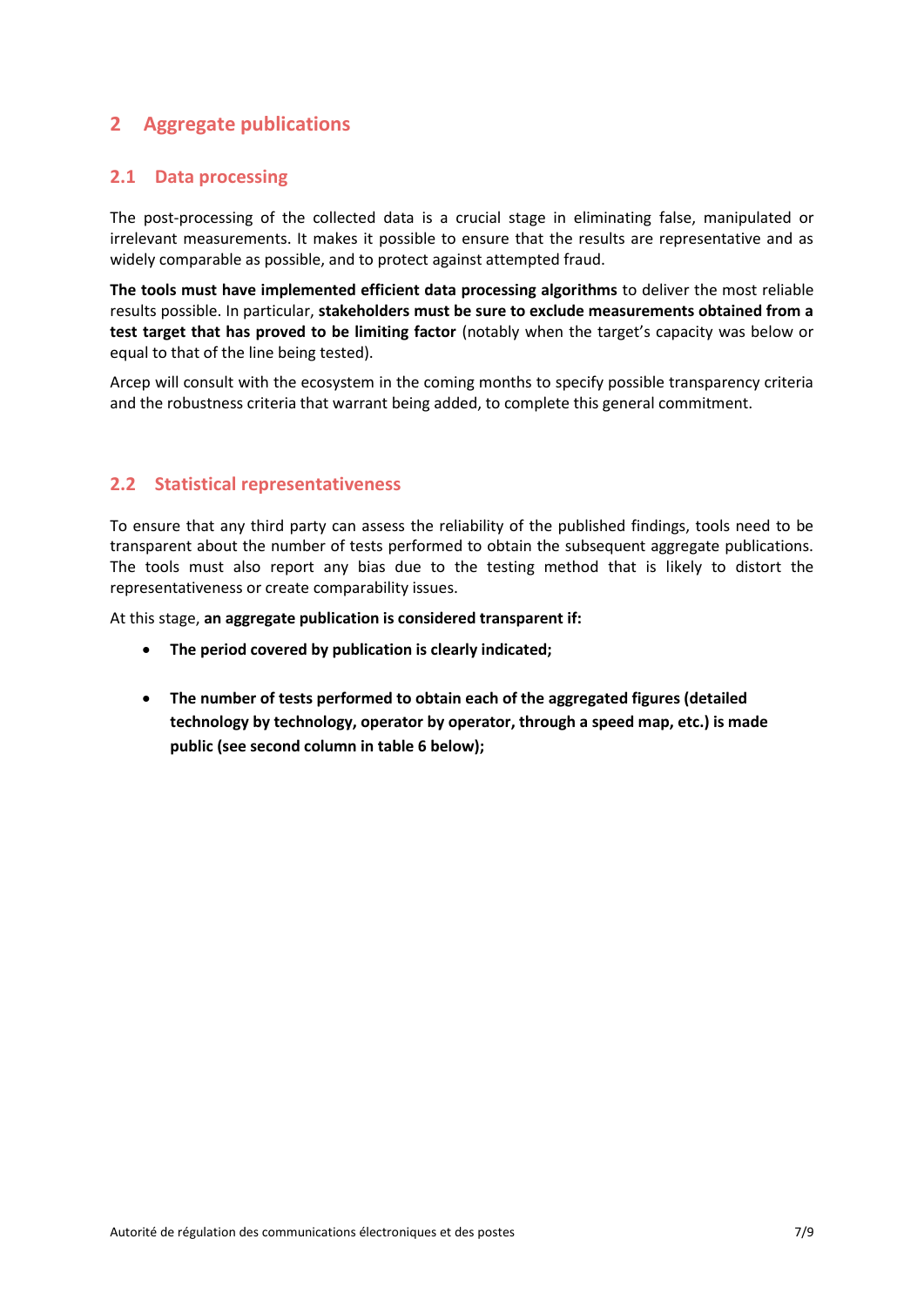# 2 Aggregate publications

## 2.1 Data processing

The post-processing of the collected data is a crucial stage in eliminating false, manipulated or irrelevant measurements. It makes it possible to ensure that the results are representative and as widely comparable as possible, and to protect against attempted fraud.

**The tools must have implemented efficient data processing algorithms** to deliver the most reliable results possible. In particular, **stakeholders must be sure to exclude measurements obtained from a test target that has proved to be limiting factor** (notably when the target's capacity was below or equal to that of the line being tested).

Arcep will consult with the ecosystem in the coming months to specify possible transparency criteria and the robustness criteria that warrant being added, to complete this general commitment.

## 2.2 Statistical representativeness

To ensure that any third party can assess the reliability of the published findings, tools need to be transparent about the number of tests performed to obtain the subsequent aggregate publications. The tools must also report any bias due to the testing method that is likely to distort the representativeness or create comparability issues.

At this stage, **an aggregate publication is considered transparent if:**

- **The period covered by publication is clearly indicated;**
- **The number of tests performed to obtain each of the aggregated figures (detailed technology by technology, operator by operator, through a speed map, etc.) is made public (see second column in table 6 below);**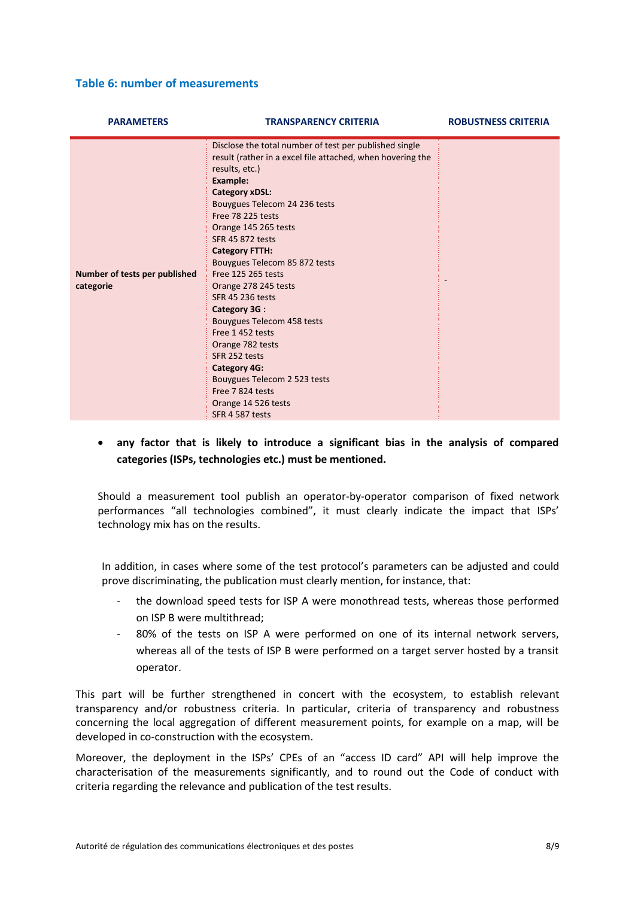### Table 6: number of measurements

| PARAMETERS | TRANSPARENCY CRITERIA | ROBUSTNESS CRITERIA |
|---|---|---|
| **Number of tests per published categorie** | Disclose the total number of test per published single result (rather in a excel file attached, when hovering the results, etc.)<br>**Example:**<br>**Category xDSL:**<br>Bouygues Telecom 24 236 tests<br>Free 78 225 tests<br>Orange 145 265 tests<br>SFR 45 872 tests<br>**Category FTTH:**<br>Bouygues Telecom 85 872 tests<br>Free 125 265 tests<br>Orange 278 245 tests<br>SFR 45 236 tests<br>**Category 3G :**<br>Bouygues Telecom 458 tests<br>Free 1 452 tests<br>Orange 782 tests<br>SFR 252 tests<br>**Category 4G:**<br>Bouygues Telecom 2 523 tests<br>Free 7 824 tests<br>Orange 14 526 tests<br>SFR 4 587 tests | - |

- **any factor that is likely to introduce a significant bias in the analysis of compared categories (ISPs, technologies etc.) must be mentioned.**

Should a measurement tool publish an operator-by-operator comparison of fixed network performances "all technologies combined", it must clearly indicate the impact that ISPs' technology mix has on the results.

In addition, in cases where some of the test protocol's parameters can be adjusted and could prove discriminating, the publication must clearly mention, for instance, that:

- the download speed tests for ISP A were monothread tests, whereas those performed on ISP B were multithread;
- 80% of the tests on ISP A were performed on one of its internal network servers, whereas all of the tests of ISP B were performed on a target server hosted by a transit operator.

This part will be further strengthened in concert with the ecosystem, to establish relevant transparency and/or robustness criteria. In particular, criteria of transparency and robustness concerning the local aggregation of different measurement points, for example on a map, will be developed in co-construction with the ecosystem.

Moreover, the deployment in the ISPs' CPEs of an "access ID card" API will help improve the characterisation of the measurements significantly, and to round out the Code of conduct with criteria regarding the relevance and publication of the test results.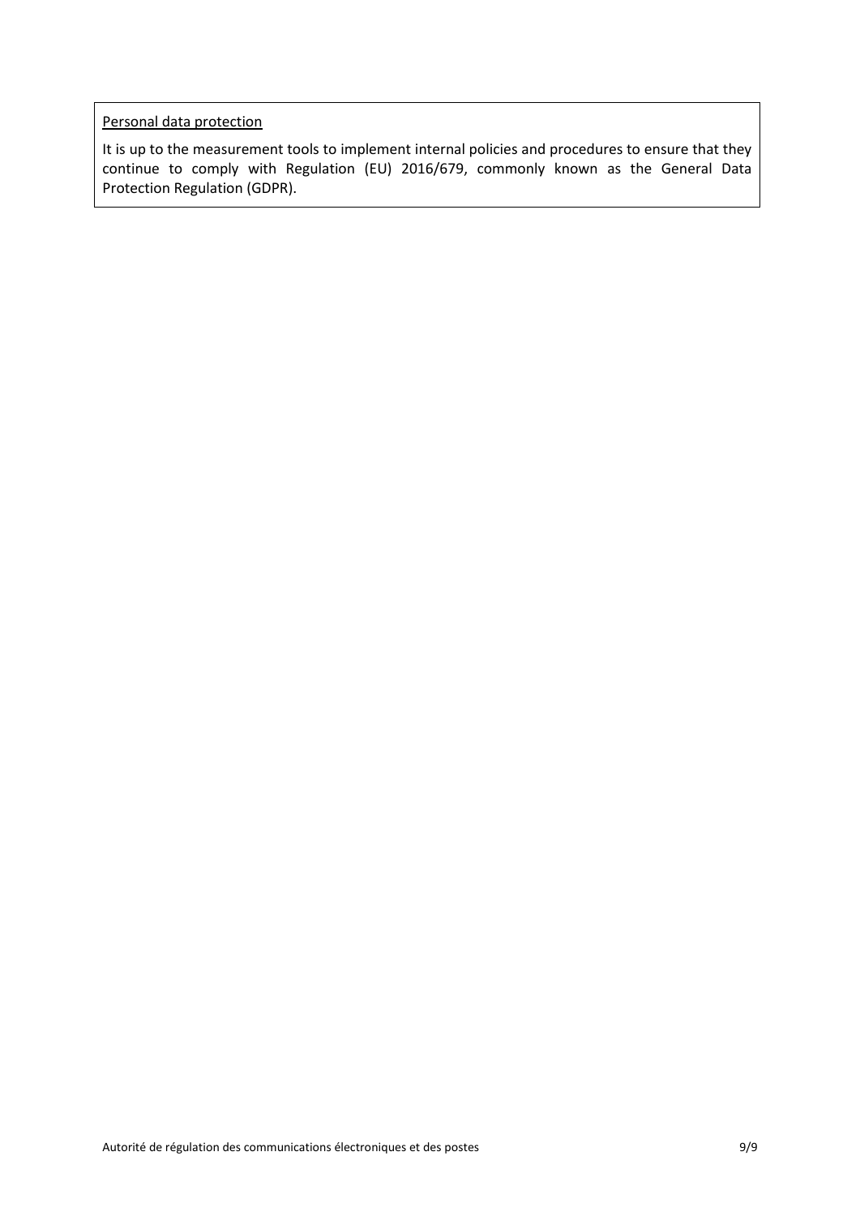<u>Personal data protection</u>

It is up to the measurement tools to implement internal policies and procedures to ensure that they continue to comply with Regulation (EU) 2016/679, commonly known as the General Data Protection Regulation (GDPR).